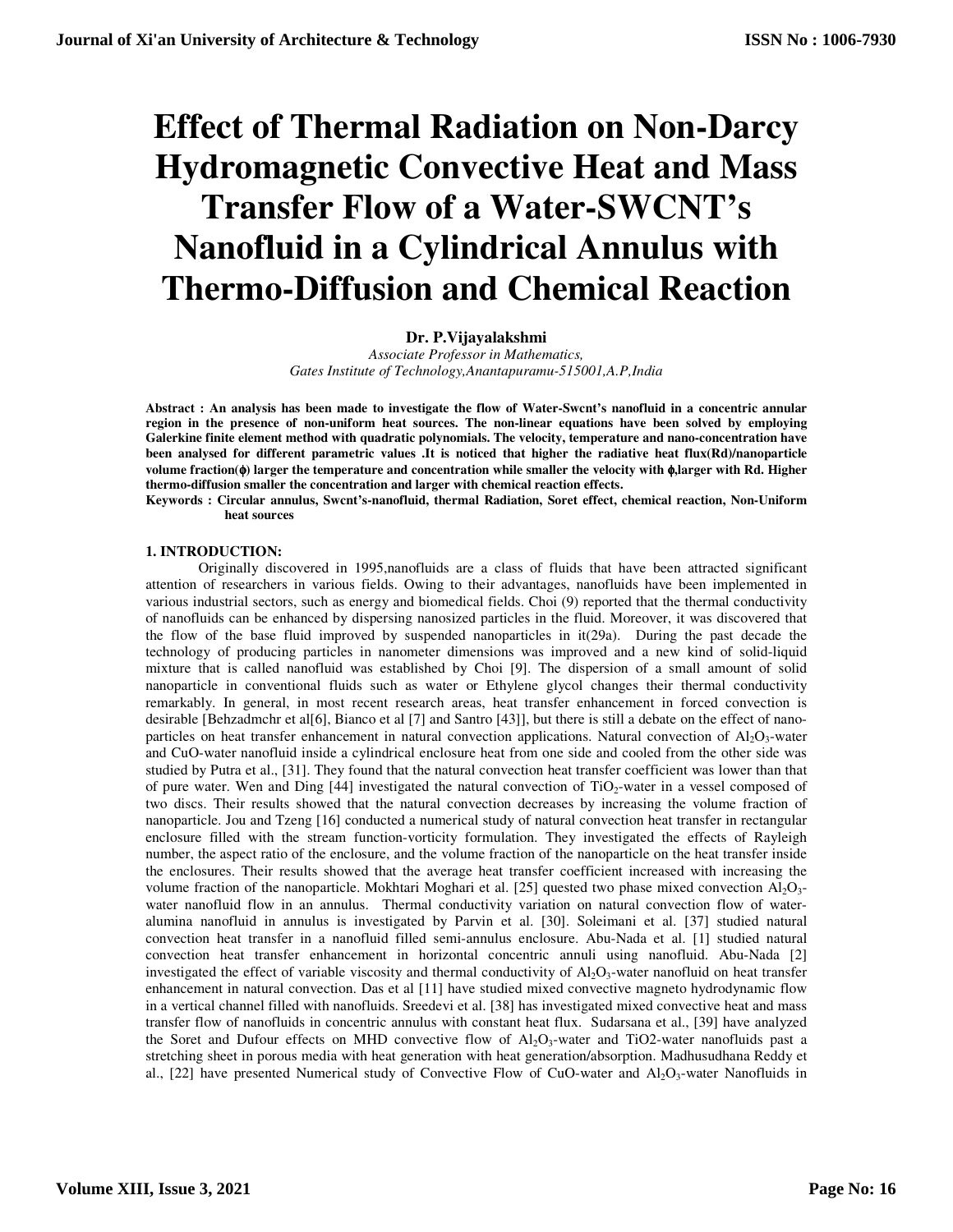# Effect of Thermal Radiation on Non-Darcy Hydromagnetic Convective Heat and Mass Transfer Flow of a Water-SWCNT's Nanofluid in a Cylindrical Annulus with Thermo-Diffusion and Chemical Reaction

**Dr. P.Vijayalakshmi**

*Associate Professor in Mathematics,*
*Gates Institute of Technology,Anantapuramu-515001,A.P,India*

**Abstract : An analysis has been made to investigate the flow of Water-Swcnt's nanofluid in a concentric annular region in the presence of non-uniform heat sources. The non-linear equations have been solved by employing Galerkine finite element method with quadratic polynomials. The velocity, temperature and nano-concentration have been analysed for different parametric values .It is noticed that higher the radiative heat flux(Rd)/nanoparticle volume fraction(ϕ) larger the temperature and concentration while smaller the velocity with ϕ,larger with Rd. Higher thermo-diffusion smaller the concentration and larger with chemical reaction effects.**

**Keywords : Circular annulus, Swcnt's-nanofluid, thermal Radiation, Soret effect, chemical reaction, Non-Uniform heat sources**

## 1. INTRODUCTION:

Originally discovered in 1995,nanofluids are a class of fluids that have been attracted significant attention of researchers in various fields. Owing to their advantages, nanofluids have been implemented in various industrial sectors, such as energy and biomedical fields. Choi (9) reported that the thermal conductivity of nanofluids can be enhanced by dispersing nanosized particles in the fluid. Moreover, it was discovered that the flow of the base fluid improved by suspended nanoparticles in it(29a). During the past decade the technology of producing particles in nanometer dimensions was improved and a new kind of solid-liquid mixture that is called nanofluid was established by Choi [9]. The dispersion of a small amount of solid nanoparticle in conventional fluids such as water or Ethylene glycol changes their thermal conductivity remarkably. In general, in most recent research areas, heat transfer enhancement in forced convection is desirable [Behzadmchr et al[6], Bianco et al [7] and Santro [43]], but there is still a debate on the effect of nano-particles on heat transfer enhancement in natural convection applications. Natural convection of $Al_2O_3$-water and CuO-water nanofluid inside a cylindrical enclosure heat from one side and cooled from the other side was studied by Putra et al., [31]. They found that the natural convection heat transfer coefficient was lower than that of pure water. Wen and Ding [44] investigated the natural convection of $TiO_2$-water in a vessel composed of two discs. Their results showed that the natural convection decreases by increasing the volume fraction of nanoparticle. Jou and Tzeng [16] conducted a numerical study of natural convection heat transfer in rectangular enclosure filled with the stream function-vorticity formulation. They investigated the effects of Rayleigh number, the aspect ratio of the enclosure, and the volume fraction of the nanoparticle on the heat transfer inside the enclosures. Their results showed that the average heat transfer coefficient increased with increasing the volume fraction of the nanoparticle. Mokhtari Moghari et al. [25] quested two phase mixed convection $Al_2O_3$-water nanofluid flow in an annulus. Thermal conductivity variation on natural convection flow of water-alumina nanofluid in annulus is investigated by Parvin et al. [30]. Soleimani et al. [37] studied natural convection heat transfer in a nanofluid filled semi-annulus enclosure. Abu-Nada et al. [1] studied natural convection heat transfer enhancement in horizontal concentric annuli using nanofluid. Abu-Nada [2] investigated the effect of variable viscosity and thermal conductivity of $Al_2O_3$-water nanofluid on heat transfer enhancement in natural convection. Das et al [11] have studied mixed convective magneto hydrodynamic flow in a vertical channel filled with nanofluids. Sreedevi et al. [38] has investigated mixed convective heat and mass transfer flow of nanofluids in concentric annulus with constant heat flux. Sudarsana et al., [39] have analyzed the Soret and Dufour effects on MHD convective flow of $Al_2O_3$-water and TiO2-water nanofluids past a stretching sheet in porous media with heat generation with heat generation/absorption. Madhusudhana Reddy et al., [22] have presented Numerical study of Convective Flow of CuO-water and $Al_2O_3$-water Nanofluids in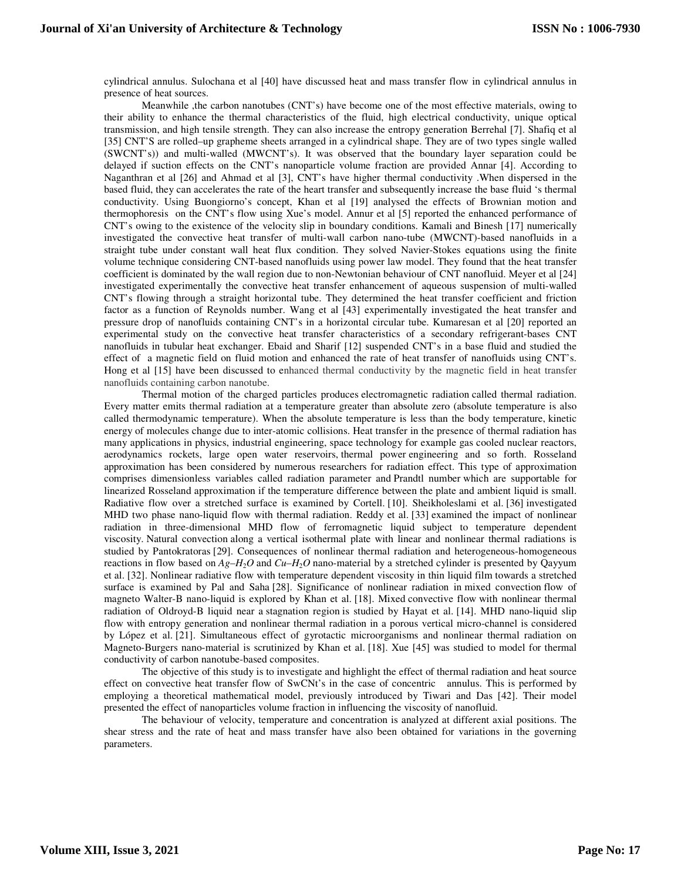cylindrical annulus. Sulochana et al [40] have discussed heat and mass transfer flow in cylindrical annulus in presence of heat sources.

Meanwhile ,the carbon nanotubes (CNT's) have become one of the most effective materials, owing to their ability to enhance the thermal characteristics of the fluid, high electrical conductivity, unique optical transmission, and high tensile strength. They can also increase the entropy generation Berrehal [7]. Shafiq et al [35] CNT'S are rolled–up grapheme sheets arranged in a cylindrical shape. They are of two types single walled (SWCNT's)) and multi-walled (MWCNT's). It was observed that the boundary layer separation could be delayed if suction effects on the CNT's nanoparticle volume fraction are provided Annar [4]. According to Naganthran et al [26] and Ahmad et al [3], CNT's have higher thermal conductivity .When dispersed in the based fluid, they can accelerates the rate of the heart transfer and subsequently increase the base fluid 's thermal conductivity. Using Buongiorno's concept, Khan et al [19] analysed the effects of Brownian motion and thermophoresis on the CNT's flow using Xue's model. Annur et al [5] reported the enhanced performance of CNT's owing to the existence of the velocity slip in boundary conditions. Kamali and Binesh [17] numerically investigated the convective heat transfer of multi-wall carbon nano-tube (MWCNT)-based nanofluids in a straight tube under constant wall heat flux condition. They solved Navier-Stokes equations using the finite volume technique considering CNT-based nanofluids using power law model. They found that the heat transfer coefficient is dominated by the wall region due to non-Newtonian behaviour of CNT nanofluid. Meyer et al [24] investigated experimentally the convective heat transfer enhancement of aqueous suspension of multi-walled CNT's flowing through a straight horizontal tube. They determined the heat transfer coefficient and friction factor as a function of Reynolds number. Wang et al [43] experimentally investigated the heat transfer and pressure drop of nanofluids containing CNT's in a horizontal circular tube. Kumaresan et al [20] reported an experimental study on the convective heat transfer characteristics of a secondary refrigerant-bases CNT nanofluids in tubular heat exchanger. Ebaid and Sharif [12] suspended CNT's in a base fluid and studied the effect of a magnetic field on fluid motion and enhanced the rate of heat transfer of nanofluids using CNT's. Hong et al [15] have been discussed to enhanced thermal conductivity by the magnetic field in heat transfer nanofluids containing carbon nanotube.

Thermal motion of the charged particles produces electromagnetic radiation called thermal radiation. Every matter emits thermal radiation at a temperature greater than absolute zero (absolute temperature is also called thermodynamic temperature). When the absolute temperature is less than the body temperature, kinetic energy of molecules change due to inter-atomic collisions. Heat transfer in the presence of thermal radiation has many applications in physics, industrial engineering, space technology for example gas cooled nuclear reactors, aerodynamics rockets, large open water reservoirs, thermal power engineering and so forth. Rosseland approximation has been considered by numerous researchers for radiation effect. This type of approximation comprises dimensionless variables called radiation parameter and Prandtl number which are supportable for linearized Rosseland approximation if the temperature difference between the plate and ambient liquid is small. Radiative flow over a stretched surface is examined by Cortell. [10]. Sheikholeslami et al. [36] investigated MHD two phase nano-liquid flow with thermal radiation. Reddy et al. [33] examined the impact of nonlinear radiation in three-dimensional MHD flow of ferromagnetic liquid subject to temperature dependent viscosity. Natural convection along a vertical isothermal plate with linear and nonlinear thermal radiations is studied by Pantokratoras [29]. Consequences of nonlinear thermal radiation and heterogeneous-homogeneous reactions in flow based on $Ag–H_2O$ and $Cu–H_2O$ nano-material by a stretched cylinder is presented by Qayyum et al. [32]. Nonlinear radiative flow with temperature dependent viscosity in thin liquid film towards a stretched surface is examined by Pal and Saha [28]. Significance of nonlinear radiation in mixed convection flow of magneto Walter-B nano-liquid is explored by Khan et al. [18]. Mixed convective flow with nonlinear thermal radiation of Oldroyd-B liquid near a stagnation region is studied by Hayat et al. [14]. MHD nano-liquid slip flow with entropy generation and nonlinear thermal radiation in a porous vertical micro-channel is considered by López et al. [21]. Simultaneous effect of gyrotactic microorganisms and nonlinear thermal radiation on Magneto-Burgers nano-material is scrutinized by Khan et al. [18]. Xue [45] was studied to model for thermal conductivity of carbon nanotube-based composites.

The objective of this study is to investigate and highlight the effect of thermal radiation and heat source effect on convective heat transfer flow of SwCNt's in the case of concentric annulus. This is performed by employing a theoretical mathematical model, previously introduced by Tiwari and Das [42]. Their model presented the effect of nanoparticles volume fraction in influencing the viscosity of nanofluid.

The behaviour of velocity, temperature and concentration is analyzed at different axial positions. The shear stress and the rate of heat and mass transfer have also been obtained for variations in the governing parameters.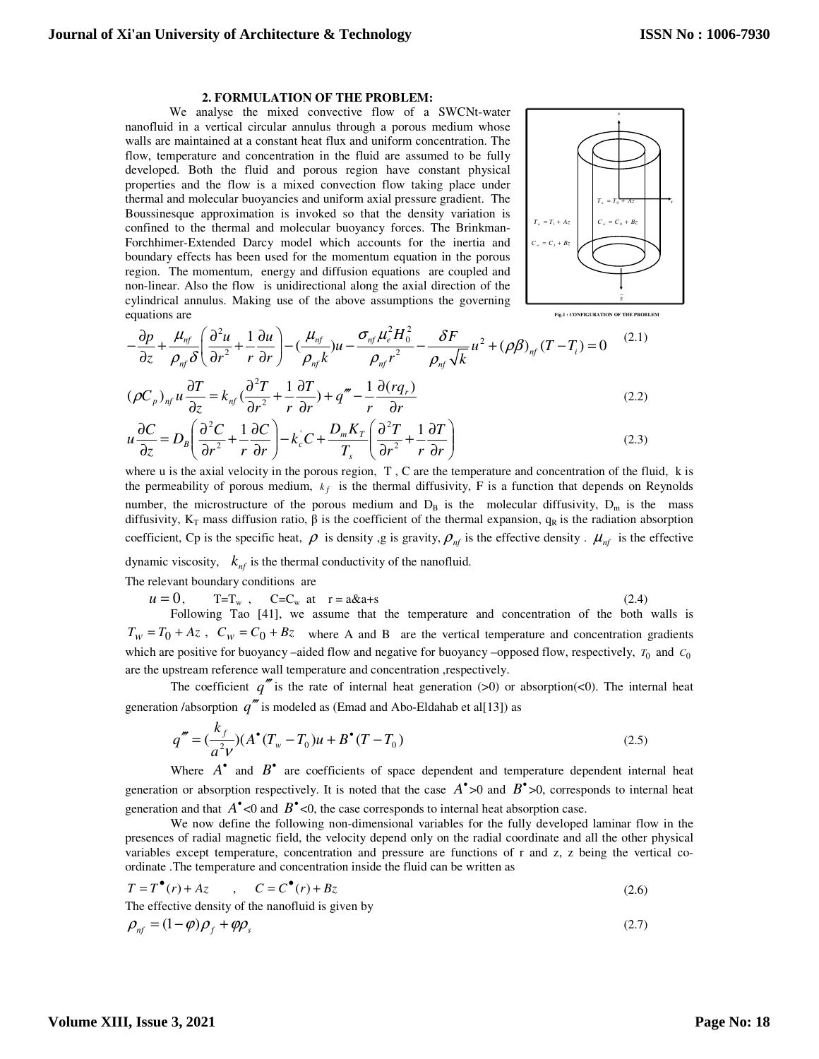## 2. FORMULATION OF THE PROBLEM:

We analyse the mixed convective flow of a SWCNt-water nanofluid in a vertical circular annulus through a porous medium whose walls are maintained at a constant heat flux and uniform concentration. The flow, temperature and concentration in the fluid are assumed to be fully developed. Both the fluid and porous region have constant physical properties and the flow is a mixed convection flow taking place under thermal and molecular buoyancies and uniform axial pressure gradient. The Boussinesque approximation is invoked so that the density variation is confined to the thermal and molecular buoyancy forces. The Brinkman-Forchhimer-Extended Darcy model which accounts for the inertia and boundary effects has been used for the momentum equation in the porous region. The momentum, energy and diffusion equations are coupled and non-linear. Also the flow is unidirectional along the axial direction of the cylindrical annulus. Making use of the above assumptions the governing equations are

z

$T_w = T_0 + Az$

r

$T_w = T_1 + Az$

$C_w = C_0 + Bz$

$C_w = C_1 + Bz$

$\bar{g}$

Fig.1 : CONFIGURATION OF THE PROBLEM

$$-\frac{\partial p}{\partial z}+\frac{\mu_{nf}}{\rho_{nf}\delta}\left(\frac{\partial^2 u}{\partial r^2}+\frac{1}{r}\frac{\partial u}{\partial r}\right)-\left(\frac{\mu_{nf}}{\rho_{nf}k}\right)u-\frac{\sigma_{nf}\mu_e^2H_0^2}{\rho_{nf}r^2}-\frac{\delta F}{\rho_{nf}\sqrt{k}}u^2+(\rho\beta)_{nf}(T-T_i)=0 \tag{2.1}$$

$$(\rho C_p)_{nf}\,u\frac{\partial T}{\partial z}=k_{nf}\left(\frac{\partial^2 T}{\partial r^2}+\frac{1}{r}\frac{\partial T}{\partial r}\right)+q'''-\frac{1}{r}\frac{\partial (rq_r)}{\partial r} \tag{2.2}$$

$$u\frac{\partial C}{\partial z}=D_B\left(\frac{\partial^2 C}{\partial r^2}+\frac{1}{r}\frac{\partial C}{\partial r}\right)-k_c^{'}C+\frac{D_mK_T}{T_s}\left(\frac{\partial^2 T}{\partial r^2}+\frac{1}{r}\frac{\partial T}{\partial r}\right) \tag{2.3}$$

where u is the axial velocity in the porous region, T , C are the temperature and concentration of the fluid, k is the permeability of porous medium, $k_f$ is the thermal diffusivity, F is a function that depends on Reynolds number, the microstructure of the porous medium and $D_B$ is the molecular diffusivity, $D_m$ is the mass diffusivity, $K_T$ mass diffusion ratio, β is the coefficient of the thermal expansion, $q_R$ is the radiation absorption coefficient, Cp is the specific heat, $\rho$ is density ,g is gravity, $\rho_{nf}$ is the effective density . $\mu_{nf}$ is the effective dynamic viscosity, $k_{nf}$ is the thermal conductivity of the nanofluid.

The relevant boundary conditions are

$$u=0,\quad T=T_w,\quad C=C_w \text{ at } r = a\&a+s \tag{2.4}$$

Following Tao [41], we assume that the temperature and concentration of the both walls is $T_W = T_0 + Az$ , $C_W = C_0 + Bz$ where A and B are the vertical temperature and concentration gradients which are positive for buoyancy –aided flow and negative for buoyancy –opposed flow, respectively, $T_0$ and $C_0$ are the upstream reference wall temperature and concentration ,respectively.

The coefficient $q'''$ is the rate of internal heat generation (>0) or absorption(<0). The internal heat generation /absorption $q'''$ is modeled as (Emad and Abo-Eldahab et al[13]) as

$$q'''=\left(\frac{k_f}{a^2\nu}\right)(A^{\bullet}(T_w-T_0)u+B^{\bullet}(T-T_0) \tag{2.5}$$

Where $A^{\bullet}$ and $B^{\bullet}$ are coefficients of space dependent and temperature dependent internal heat generation or absorption respectively. It is noted that the case $A^{\bullet}$>0 and $B^{\bullet}$>0, corresponds to internal heat generation and that $A^{\bullet}$<0 and $B^{\bullet}$<0, the case corresponds to internal heat absorption case.

We now define the following non-dimensional variables for the fully developed laminar flow in the presences of radial magnetic field, the velocity depend only on the radial coordinate and all the other physical variables except temperature, concentration and pressure are functions of r and z, z being the vertical co-ordinate .The temperature and concentration inside the fluid can be written as

$$T=T^{\bullet}(r)+Az\quad,\quad C=C^{\bullet}(r)+Bz \tag{2.6}$$

The effective density of the nanofluid is given by

$$\rho_{nf}=(1-\varphi)\rho_f+\varphi\rho_s \tag{2.7}$$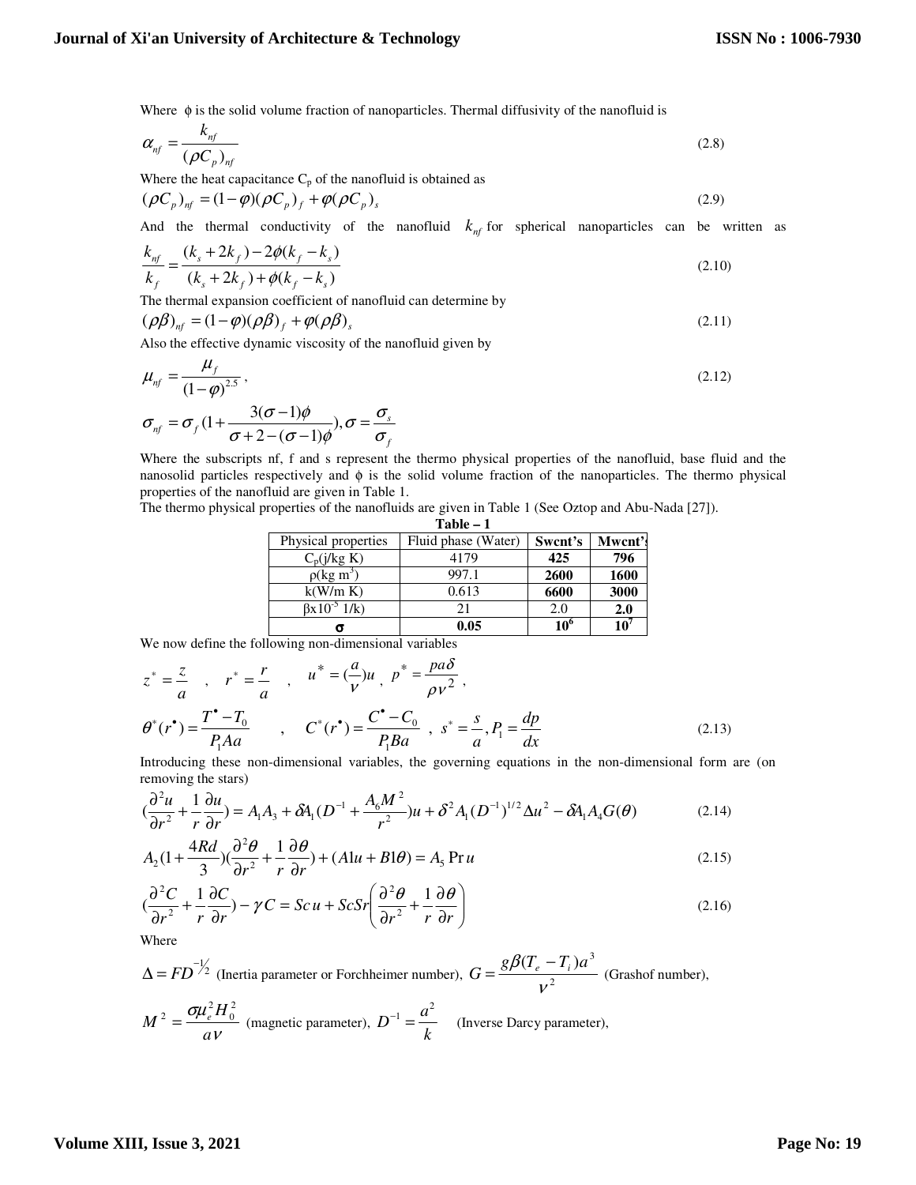Where $\phi$ is the solid volume fraction of nanoparticles. Thermal diffusivity of the nanofluid is

$$\alpha_{nf} = \frac{k_{nf}}{(\rho C_p)_{nf}} \tag{2.8}$$

Where the heat capacitance $C_p$ of the nanofluid is obtained as

$$(\rho C_p)_{nf} = (1-\varphi)(\rho C_p)_f + \varphi(\rho C_p)_s \tag{2.9}$$

And the thermal conductivity of the nanofluid $k_{nf}$ for spherical nanoparticles can be written as

$$\frac{k_{nf}}{k_f} = \frac{(k_s + 2k_f) - 2\phi(k_f - k_s)}{(k_s + 2k_f) + \phi(k_f - k_s)} \tag{2.10}$$

The thermal expansion coefficient of nanofluid can determine by

$$(\rho\beta)_{nf} = (1-\varphi)(\rho\beta)_f + \varphi(\rho\beta)_s \tag{2.11}$$

Also the effective dynamic viscosity of the nanofluid given by

$$\mu_{nf} = \frac{\mu_f}{(1-\varphi)^{2.5}}, \tag{2.12}$$

$$\sigma_{nf} = \sigma_f \left(1 + \frac{3(\sigma-1)\phi}{\sigma + 2 - (\sigma-1)\phi}\right), \sigma = \frac{\sigma_s}{\sigma_f}$$

Where the subscripts nf, f and s represent the thermo physical properties of the nanofluid, base fluid and the nanosolid particles respectively and $\phi$ is the solid volume fraction of the nanoparticles. The thermo physical properties of the nanofluid are given in Table 1.

The thermo physical properties of the nanofluids are given in Table 1 (See Oztop and Abu-Nada [27]).

**Table – 1**

| Physical properties | Fluid phase (Water) | Swcnt's | Mwcnt's |
|---|---|---|---|
| $C_p$(j/kg K) | 4179 | **425** | **796** |
| $\rho$(kg m$^3$) | 997.1 | **2600** | **1600** |
| k(W/m K) | 0.613 | **6600** | **3000** |
| $\beta$x$10^{-5}$ 1/k) | 21 | 2.0 | **2.0** |
| **$\sigma$** | **0.05** | **$10^6$** | **$10^7$** |

We now define the following non-dimensional variables

$$z^* = \frac{z}{a} \quad , \quad r^* = \frac{r}{a} \quad , \quad u^* = \left(\frac{a}{\nu}\right)u \, , \; p^* = \frac{pa\delta}{\rho\nu^2} \, ,$$

$$\theta^*(r^\bullet) = \frac{T^\bullet - T_0}{P_1 Aa} \quad , \quad C^*(r^\bullet) = \frac{C^\bullet - C_0}{P_1 Ba} \; , \; s^* = \frac{s}{a}, P_1 = \frac{dp}{dx} \tag{2.13}$$

Introducing these non-dimensional variables, the governing equations in the non-dimensional form are (on removing the stars)

$$\left(\frac{\partial^2 u}{\partial r^2} + \frac{1}{r}\frac{\partial u}{\partial r}\right) = A_1 A_3 + \delta A_1\left(D^{-1} + \frac{A_6 M^2}{r^2}\right)u + \delta^2 A_1 (D^{-1})^{1/2}\Delta u^2 - \delta A_1 A_4 G(\theta) \tag{2.14}$$

$$A_2\left(1 + \frac{4Rd}{3}\right)\left(\frac{\partial^2\theta}{\partial r^2} + \frac{1}{r}\frac{\partial\theta}{\partial r}\right) + (A1u + B1\theta) = A_5 \Pr u \tag{2.15}$$

$$\left(\frac{\partial^2 C}{\partial r^2} + \frac{1}{r}\frac{\partial C}{\partial r}\right) - \gamma C = Sc\, u + ScSr\left(\frac{\partial^2\theta}{\partial r^2} + \frac{1}{r}\frac{\partial\theta}{\partial r}\right) \tag{2.16}$$

Where

$\Delta = FD^{-1/2}$ (Inertia parameter or Forchheimer number), $G = \dfrac{g\beta(T_e - T_i)a^3}{\nu^2}$ (Grashof number),

$M^2 = \dfrac{\sigma\mu_e^2 H_0^2}{a\nu}$ (magnetic parameter), $D^{-1} = \dfrac{a^2}{k}$ (Inverse Darcy parameter),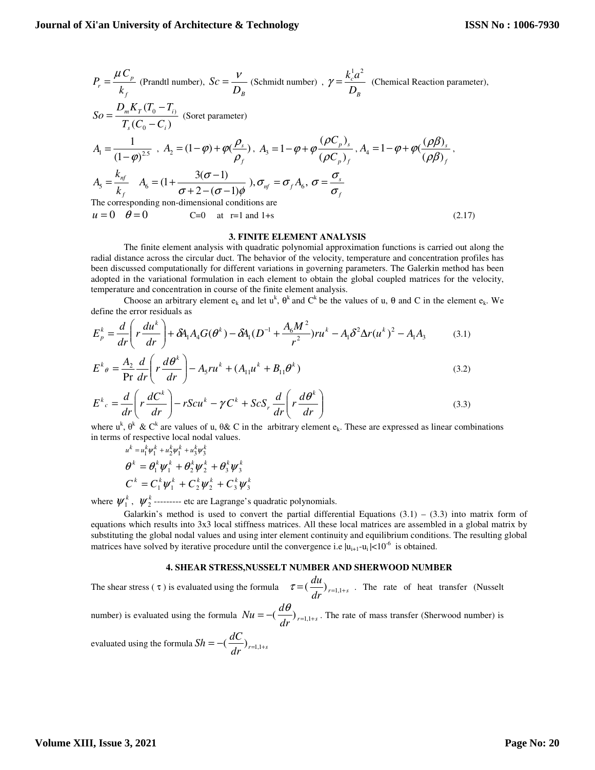$P_r = \frac{\mu C_p}{k_f}$ (Prandtl number), $Sc = \frac{\nu}{D_B}$ (Schmidt number) , $\gamma = \frac{k_c^1 a^2}{D_B}$ (Chemical Reaction parameter),

$So = \frac{D_m K_T (T_0 - T_{i)}}{T_s (C_0 - C_i)}$ (Soret parameter)

$A_1 = \frac{1}{(1-\varphi)^{2.5}}$ , $A_2 = (1-\varphi) + \varphi(\frac{\rho_s}{\rho_f})$ , $A_3 = 1 - \varphi + \varphi \frac{(\rho C_p)_s}{(\rho C_p)_f}$ , $A_4 = 1 - \varphi + \varphi(\frac{(\rho\beta)_s}{(\rho\beta)_f}$ ,

$A_5 = \frac{k_{nf}}{k_f}$ $A_6 = (1 + \frac{3(\sigma - 1)}{\sigma + 2 - (\sigma - 1)\phi}), \sigma_{nf} = \sigma_f A_6, \ \sigma = \frac{\sigma_s}{\sigma_f}$

The corresponding non-dimensional conditions are

$$u = 0 \quad \theta = 0 \qquad \text{C=0} \quad \text{at} \quad \text{r=1 and 1+s} \tag{2.17}$$

### 3. FINITE ELEMENT ANALYSIS

The finite element analysis with quadratic polynomial approximation functions is carried out along the radial distance across the circular duct. The behavior of the velocity, temperature and concentration profiles has been discussed computationally for different variations in governing parameters. The Galerkin method has been adopted in the variational formulation in each element to obtain the global coupled matrices for the velocity, temperature and concentration in course of the finite element analysis.

Choose an arbitrary element $e_k$ and let $u^k$, $\theta^k$ and $C^k$ be the values of u, θ and C in the element $e_k$. We define the error residuals as

$$E_p^k = \frac{d}{dr}\left(r\frac{du^k}{dr}\right) + \delta A_1 A_4 G(\theta^k) - \delta A_1 (D^{-1} + \frac{A_6 M^2}{r^2}) r u^k - A_1 \delta^2 \Delta r (u^k)^2 - A_1 A_3 \tag{3.1}$$

$$E^k{}_\theta = \frac{A_2}{\Pr}\frac{d}{dr}\left(r\frac{d\theta^k}{dr}\right) - A_5 r u^k + (A_{11}u^k + B_{11}\theta^k) \tag{3.2}$$

$$E^k{}_c = \frac{d}{dr}\left(r\frac{dC^k}{dr}\right) - rScu^k - \gamma C^k + ScS_r \frac{d}{dr}\left(r\frac{d\theta^k}{dr}\right) \tag{3.3}$$

where $u^k$, $\theta^k$ & $C^k$ are values of u, θ& C in the arbitrary element $e_k$. These are expressed as linear combinations in terms of respective local nodal values.

$$u^k = u_1^k \psi_1^k + u_2^k \psi_1^k + u_3^k \psi_3^k$$

$$\theta^k = \theta_1^k \psi_1^k + \theta_2^k \psi_2^k + \theta_3^k \psi_3^k$$

$$C^k = C_1^k \psi_1^k + C_2^k \psi_2^k + C_3^k \psi_3^k$$

where $\psi_1^k$, $\psi_2^k$ --------- etc are Lagrange's quadratic polynomials.

Galarkin's method is used to convert the partial differential Equations (3.1) – (3.3) into matrix form of equations which results into 3x3 local stiffness matrices. All these local matrices are assembled in a global matrix by substituting the global nodal values and using inter element continuity and equilibrium conditions. The resulting global matrices have solved by iterative procedure until the convergence i.e $|u_{i+1} - u_i| < 10^{-6}$ is obtained.

### 4. SHEAR STRESS,NUSSELT NUMBER AND SHERWOOD NUMBER

The shear stress ( τ ) is evaluated using the formula $\tau = (\frac{du}{dr})_{r=1,1+s}$ . The rate of heat transfer (Nusselt number) is evaluated using the formula $Nu = -(\frac{d\theta}{dr})_{r=1,1+s}$ . The rate of mass transfer (Sherwood number) is evaluated using the formula $Sh = -(\frac{dC}{dr})_{r=1,1+s}$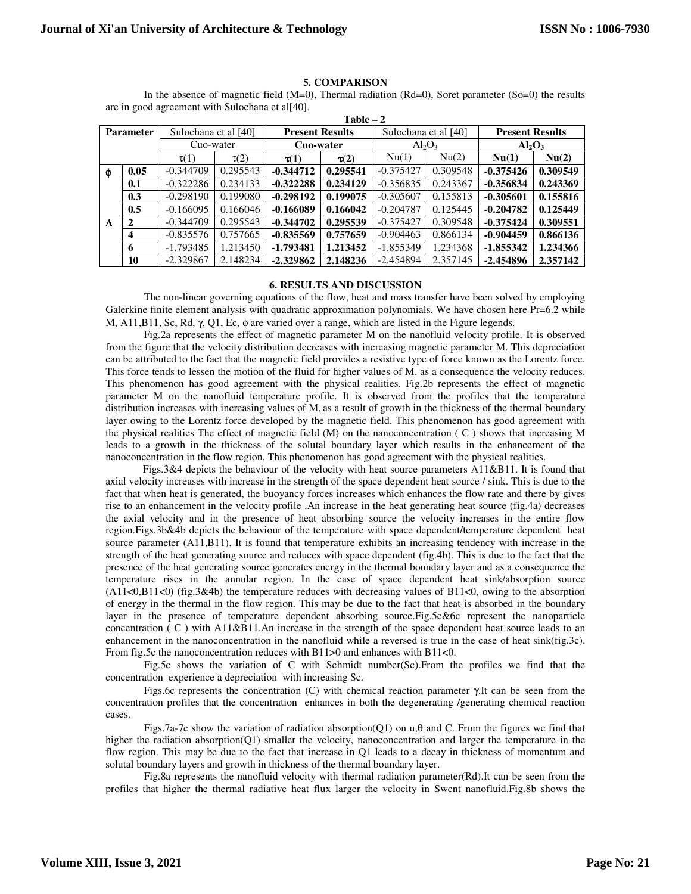### 5. COMPARISON

In the absence of magnetic field (M=0), Thermal radiation (Rd=0), Soret parameter (So=0) the results are in good agreement with Sulochana et al[40].

**Table – 2**

| Parameter | | Sulochana et al [40] | | **Present Results** | | Sulochana et al [40] | | **Present Results** | |
|---|---|---|---|---|---|---|---|---|---|
| | | Cuo-water | | **Cuo-water** | | $Al_2O_3$ | | $Al_2O_3$ | |
| | | τ(1) | τ(2) | **τ(1)** | **τ(2)** | Nu(1) | Nu(2) | **Nu(1)** | **Nu(2)** |
| ϕ | **0.05** | -0.344709 | 0.295543 | **-0.344712** | **0.295541** | -0.375427 | 0.309548 | **-0.375426** | **0.309549** |
| | **0.1** | -0.322286 | 0.234133 | **-0.322288** | **0.234129** | -0.356835 | 0.243367 | **-0.356834** | **0.243369** |
| | **0.3** | -0.298190 | 0.199080 | **-0.298192** | **0.199075** | -0.305607 | 0.155813 | **-0.305601** | **0.155816** |
| | **0.5** | -0.166095 | 0.166046 | **-0.166089** | **0.166042** | -0.204787 | 0.125445 | **-0.204782** | **0.125449** |
| Δ | **2** | -0.344709 | 0.295543 | **-0.344702** | **0.295539** | -0.375427 | 0.309548 | **-0.375424** | **0.309551** |
| | **4** | -0.835576 | 0.757665 | **-0.835569** | **0.757659** | -0.904463 | 0.866134 | **-0.904459** | **0.866136** |
| | **6** | -1.793485 | 1.213450 | **-1.793481** | **1.213452** | -1.855349 | 1.234368 | **-1.855342** | **1.234366** |
| | **10** | -2.329867 | 2.148234 | **-2.329862** | **2.148236** | -2.454894 | 2.357145 | **-2.454896** | **2.357142** |

### 6. RESULTS AND DISCUSSION

The non-linear governing equations of the flow, heat and mass transfer have been solved by employing Galerkine finite element analysis with quadratic approximation polynomials. We have chosen here Pr=6.2 while M, A11,B11, Sc, Rd, γ, Q1, Ec, ϕ are varied over a range, which are listed in the Figure legends.

Fig.2a represents the effect of magnetic parameter M on the nanofluid velocity profile. It is observed from the figure that the velocity distribution decreases with increasing magnetic parameter M. This depreciation can be attributed to the fact that the magnetic field provides a resistive type of force known as the Lorentz force. This force tends to lessen the motion of the fluid for higher values of M. as a consequence the velocity reduces. This phenomenon has good agreement with the physical realities. Fig.2b represents the effect of magnetic parameter M on the nanofluid temperature profile. It is observed from the profiles that the temperature distribution increases with increasing values of M, as a result of growth in the thickness of the thermal boundary layer owing to the Lorentz force developed by the magnetic field. This phenomenon has good agreement with the physical realities The effect of magnetic field (M) on the nanoconcentration ( C ) shows that increasing M leads to a growth in the thickness of the solutal boundary layer which results in the enhancement of the nanoconcentration in the flow region. This phenomenon has good agreement with the physical realities.

Figs.3&4 depicts the behaviour of the velocity with heat source parameters A11&B11. It is found that axial velocity increases with increase in the strength of the space dependent heat source / sink. This is due to the fact that when heat is generated, the buoyancy forces increases which enhances the flow rate and there by gives rise to an enhancement in the velocity profile .An increase in the heat generating heat source (fig.4a) decreases the axial velocity and in the presence of heat absorbing source the velocity increases in the entire flow region.Figs.3b&4b depicts the behaviour of the temperature with space dependent/temperature dependent heat source parameter (A11,B11). It is found that temperature exhibits an increasing tendency with increase in the strength of the heat generating source and reduces with space dependent (fig.4b). This is due to the fact that the presence of the heat generating source generates energy in the thermal boundary layer and as a consequence the temperature rises in the annular region. In the case of space dependent heat sink/absorption source (A11<0,B11<0) (fig.3&4b) the temperature reduces with decreasing values of B11<0, owing to the absorption of energy in the thermal in the flow region. This may be due to the fact that heat is absorbed in the boundary layer in the presence of temperature dependent absorbing source.Fig.5c&6c represent the nanoparticle concentration ( C ) with A11&B11.An increase in the strength of the space dependent heat source leads to an enhancement in the nanoconcentration in the nanofluid while a reversed is true in the case of heat sink(fig.3c). From fig.5c the nanoconcentration reduces with B11>0 and enhances with B11<0.

Fig.5c shows the variation of C with Schmidt number(Sc).From the profiles we find that the concentration experience a depreciation with increasing Sc.

Figs.6c represents the concentration (C) with chemical reaction parameter γ.It can be seen from the concentration profiles that the concentration enhances in both the degenerating /generating chemical reaction cases.

Figs.7a-7c show the variation of radiation absorption(Q1) on u,θ and C. From the figures we find that higher the radiation absorption(Q1) smaller the velocity, nanoconcentration and larger the temperature in the flow region. This may be due to the fact that increase in Q1 leads to a decay in thickness of momentum and solutal boundary layers and growth in thickness of the thermal boundary layer.

Fig.8a represents the nanofluid velocity with thermal radiation parameter(Rd).It can be seen from the profiles that higher the thermal radiative heat flux larger the velocity in Swcnt nanofluid.Fig.8b shows the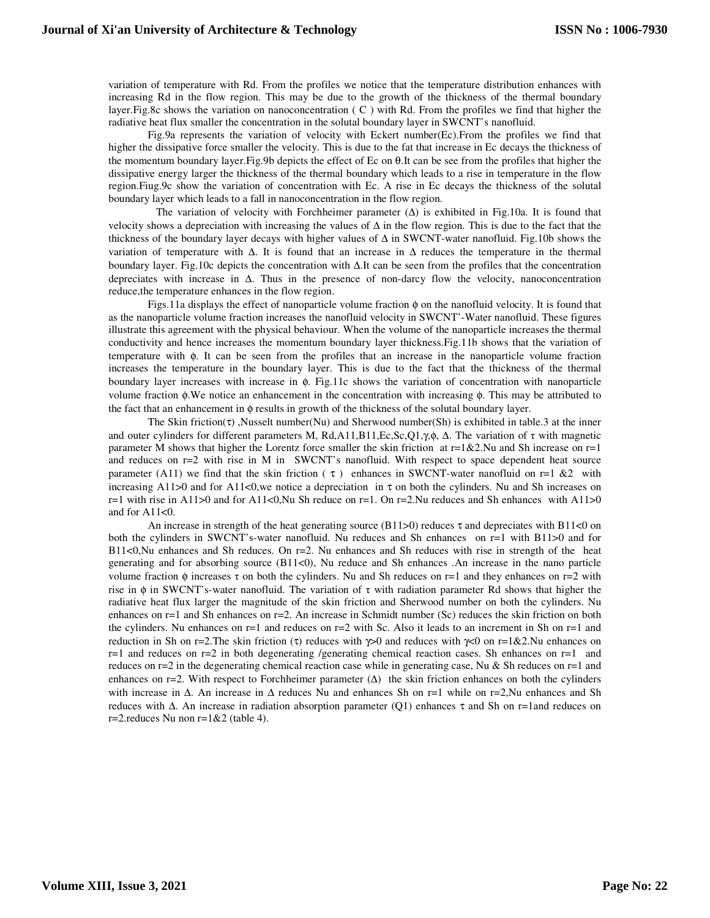variation of temperature with Rd. From the profiles we notice that the temperature distribution enhances with increasing Rd in the flow region. This may be due to the growth of the thickness of the thermal boundary layer.Fig.8c shows the variation on nanoconcentration ( C ) with Rd. From the profiles we find that higher the radiative heat flux smaller the concentration in the solutal boundary layer in SWCNT's nanofluid.

Fig.9a represents the variation of velocity with Eckert number(Ec).From the profiles we find that higher the dissipative force smaller the velocity. This is due to the fat that increase in Ec decays the thickness of the momentum boundary layer.Fig.9b depicts the effect of Ec on θ.It can be see from the profiles that higher the dissipative energy larger the thickness of the thermal boundary which leads to a rise in temperature in the flow region.Fiug.9c show the variation of concentration with Ec. A rise in Ec decays the thickness of the solutal boundary layer which leads to a fall in nanoconcentration in the flow region.

The variation of velocity with Forchheimer parameter (Δ) is exhibited in Fig.10a. It is found that velocity shows a depreciation with increasing the values of Δ in the flow region. This is due to the fact that the thickness of the boundary layer decays with higher values of Δ in SWCNT-water nanofluid. Fig.10b shows the variation of temperature with Δ. It is found that an increase in Δ reduces the temperature in the thermal boundary layer. Fig.10c depicts the concentration with Δ.It can be seen from the profiles that the concentration depreciates with increase in Δ. Thus in the presence of non-darcy flow the velocity, nanoconcentration reduce,the temperature enhances in the flow region.

Figs.11a displays the effect of nanoparticle volume fraction ϕ on the nanofluid velocity. It is found that as the nanoparticle volume fraction increases the nanofluid velocity in SWCNT'-Water nanofluid. These figures illustrate this agreement with the physical behaviour. When the volume of the nanoparticle increases the thermal conductivity and hence increases the momentum boundary layer thickness.Fig.11b shows that the variation of temperature with ϕ. It can be seen from the profiles that an increase in the nanoparticle volume fraction increases the temperature in the boundary layer. This is due to the fact that the thickness of the thermal boundary layer increases with increase in ϕ. Fig.11c shows the variation of concentration with nanoparticle volume fraction ϕ.We notice an enhancement in the concentration with increasing ϕ. This may be attributed to the fact that an enhancement in ϕ results in growth of the thickness of the solutal boundary layer.

The Skin friction(τ) ,Nusselt number(Nu) and Sherwood number(Sh) is exhibited in table.3 at the inner and outer cylinders for different parameters M, Rd,A11,B11,Ec,Sc,Q1,γ,ϕ, Δ. The variation of τ with magnetic parameter M shows that higher the Lorentz force smaller the skin friction at r=1&2.Nu and Sh increase on r=1 and reduces on r=2 with rise in M in SWCNT's nanofluid. With respect to space dependent heat source parameter (A11) we find that the skin friction ( τ ) enhances in SWCNT-water nanofluid on r=1 &2 with increasing A11>0 and for A11<0,we notice a depreciation in τ on both the cylinders. Nu and Sh increases on r=1 with rise in A11>0 and for A11<0,Nu Sh reduce on r=1. On r=2.Nu reduces and Sh enhances with A11>0 and for A11<0.

An increase in strength of the heat generating source (B11>0) reduces τ and depreciates with B11<0 on both the cylinders in SWCNT's-water nanofluid. Nu reduces and Sh enhances on r=1 with B11>0 and for B11<0,Nu enhances and Sh reduces. On r=2. Nu enhances and Sh reduces with rise in strength of the heat generating and for absorbing source (B11<0), Nu reduce and Sh enhances .An increase in the nano particle volume fraction ϕ increases τ on both the cylinders. Nu and Sh reduces on r=1 and they enhances on r=2 with rise in ϕ in SWCNT's-water nanofluid. The variation of τ with radiation parameter Rd shows that higher the radiative heat flux larger the magnitude of the skin friction and Sherwood number on both the cylinders. Nu enhances on r=1 and Sh enhances on r=2. An increase in Schmidt number (Sc) reduces the skin friction on both the cylinders. Nu enhances on r=1 and reduces on r=2 with Sc. Also it leads to an increment in Sh on r=1 and reduction in Sh on r=2.The skin friction (τ) reduces with γ>0 and reduces with γ<0 on r=1&2.Nu enhances on r=1 and reduces on r=2 in both degenerating /generating chemical reaction cases. Sh enhances on r=1 and reduces on r=2 in the degenerating chemical reaction case while in generating case, Nu & Sh reduces on r=1 and enhances on r=2. With respect to Forchheimer parameter (Δ) the skin friction enhances on both the cylinders with increase in Δ. An increase in Δ reduces Nu and enhances Sh on r=1 while on r=2,Nu enhances and Sh reduces with Δ. An increase in radiation absorption parameter (Q1) enhances τ and Sh on r=1and reduces on r=2.reduces Nu non r=1&2 (table 4).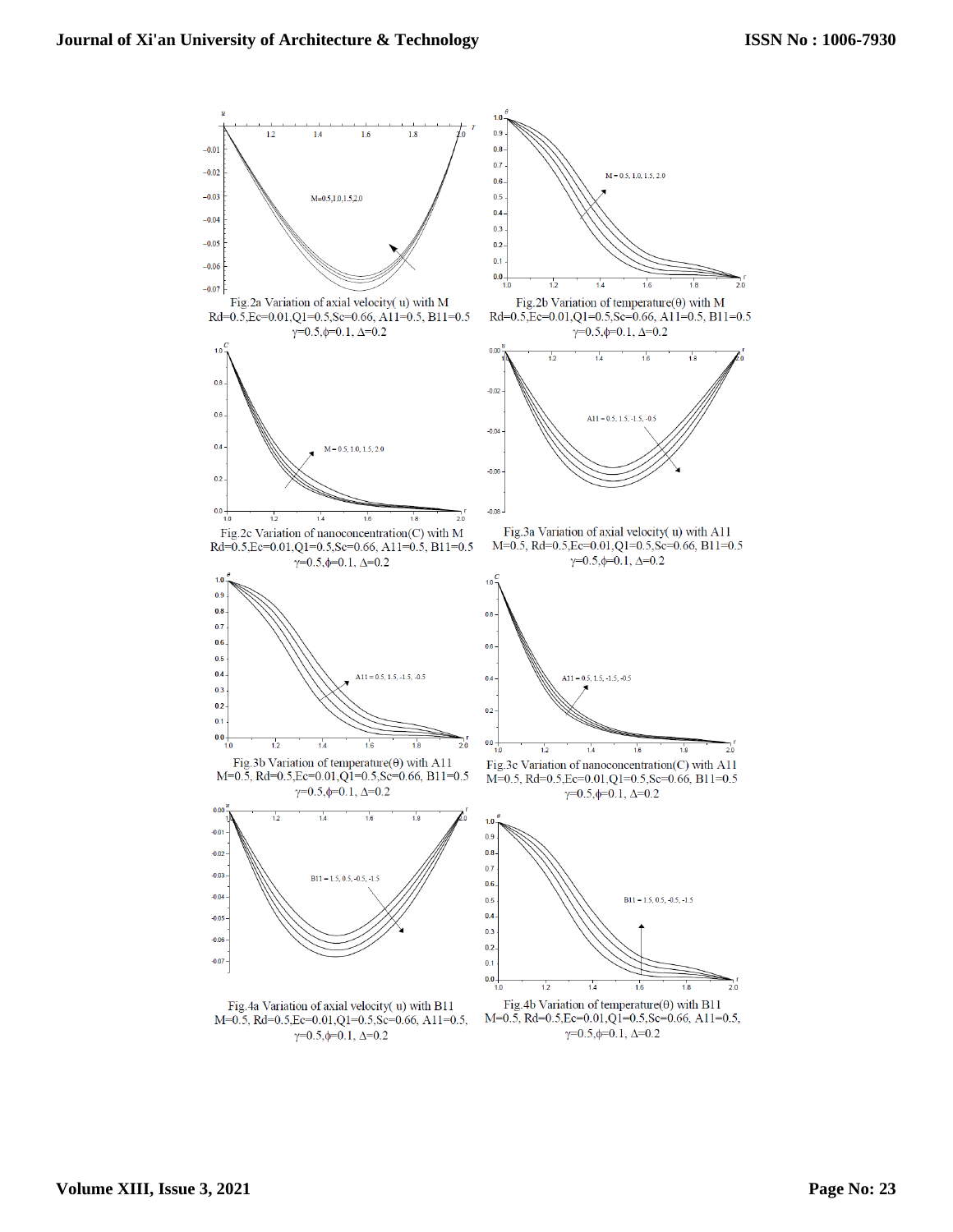u

1.2 1.4 1.6 1.8 2.0 r

−0.01 −0.02 −0.03 −0.04 −0.05 −0.06 −0.07

M=0.5,1.0,1.5,2.0

Fig.2a Variation of axial velocity( u) with M
Rd=0.5,Ec=0.01,Q1=0.5,Sc=0.66, A11=0.5, B11=0.5
$\gamma$=0.5,$\phi$=0.1, $\Delta$=0.2

$\theta$

1.0 0.9 0.8 0.7 0.6 0.5 0.4 0.3 0.2 0.1 0.0

M = 0.5, 1.0, 1.5, 2.0

1.0 1.2 1.4 1.6 1.8 2.0 r

Fig.2b Variation of temperature($\theta$) with M
Rd=0.5,Ec=0.01,Q1=0.5,Sc=0.66, A11=0.5, B11=0.5
$\gamma$=0.5,$\phi$=0.1, $\Delta$=0.2

C

1.0 0.8 0.6 0.4 0.2 0.0

M = 0.5, 1.0, 1.5, 2.0

1.0 1.2 1.4 1.6 1.8 2.0 r

Fig.2c Variation of nanoconcentration(C) with M
Rd=0.5,Ec=0.01,Q1=0.5,Sc=0.66, A11=0.5, B11=0.5
$\gamma$=0.5,$\phi$=0.1, $\Delta$=0.2

u

0.00 -0.02 -0.04 -0.06 -0.08

1 1.2 1.4 1.6 1.8 2.0 r

A11 = 0.5, 1.5, -1.5, -0.5

Fig.3a Variation of axial velocity( u) with A11
M=0.5, Rd=0.5,Ec=0.01,Q1=0.5,Sc=0.66, B11=0.5
$\gamma$=0.5,$\phi$=0.1, $\Delta$=0.2

$\theta$

1.0 0.9 0.8 0.7 0.6 0.5 0.4 0.3 0.2 0.1 0.0

A11 = 0.5, 1.5, -1.5, -0.5

1.0 1.2 1.4 1.6 1.8 2.0 r

Fig.3b Variation of temperature($\theta$) with A11
M=0.5, Rd=0.5,Ec=0.01,Q1=0.5,Sc=0.66, B11=0.5
$\gamma$=0.5,$\phi$=0.1, $\Delta$=0.2

C

1.0 0.8 0.6 0.4 0.2 0.0

A11 = 0.5, 1.5, -1.5, -0.5

1.0 1.2 1.4 1.6 1.8 2.0 r

Fig.3c Variation of nanoconcentration(C) with A11
M=0.5, Rd=0.5,Ec=0.01,Q1=0.5,Sc=0.66, B11=0.5
$\gamma$=0.5,$\phi$=0.1, $\Delta$=0.2

u

0.00 -0.01 -0.02 -0.03 -0.04 -0.05 -0.06 -0.07

1 1.2 1.4 1.6 1.8 2.0 r

B11 = 1.5, 0.5, -0.5, -1.5

Fig.4a Variation of axial velocity( u) with B11
M=0.5, Rd=0.5,Ec=0.01,Q1=0.5,Sc=0.66, A11=0.5,
$\gamma$=0.5,$\phi$=0.1, $\Delta$=0.2

$\theta$

1.0 0.9 0.8 0.7 0.6 0.5 0.4 0.3 0.2 0.1 0.0

B11 = 1.5, 0.5, -0.5, -1.5

1.0 1.2 1.4 1.6 1.8 2.0 r

Fig.4b Variation of temperature($\theta$) with B11
M=0.5, Rd=0.5,Ec=0.01,Q1=0.5,Sc=0.66, A11=0.5,
$\gamma$=0.5,$\phi$=0.1, $\Delta$=0.2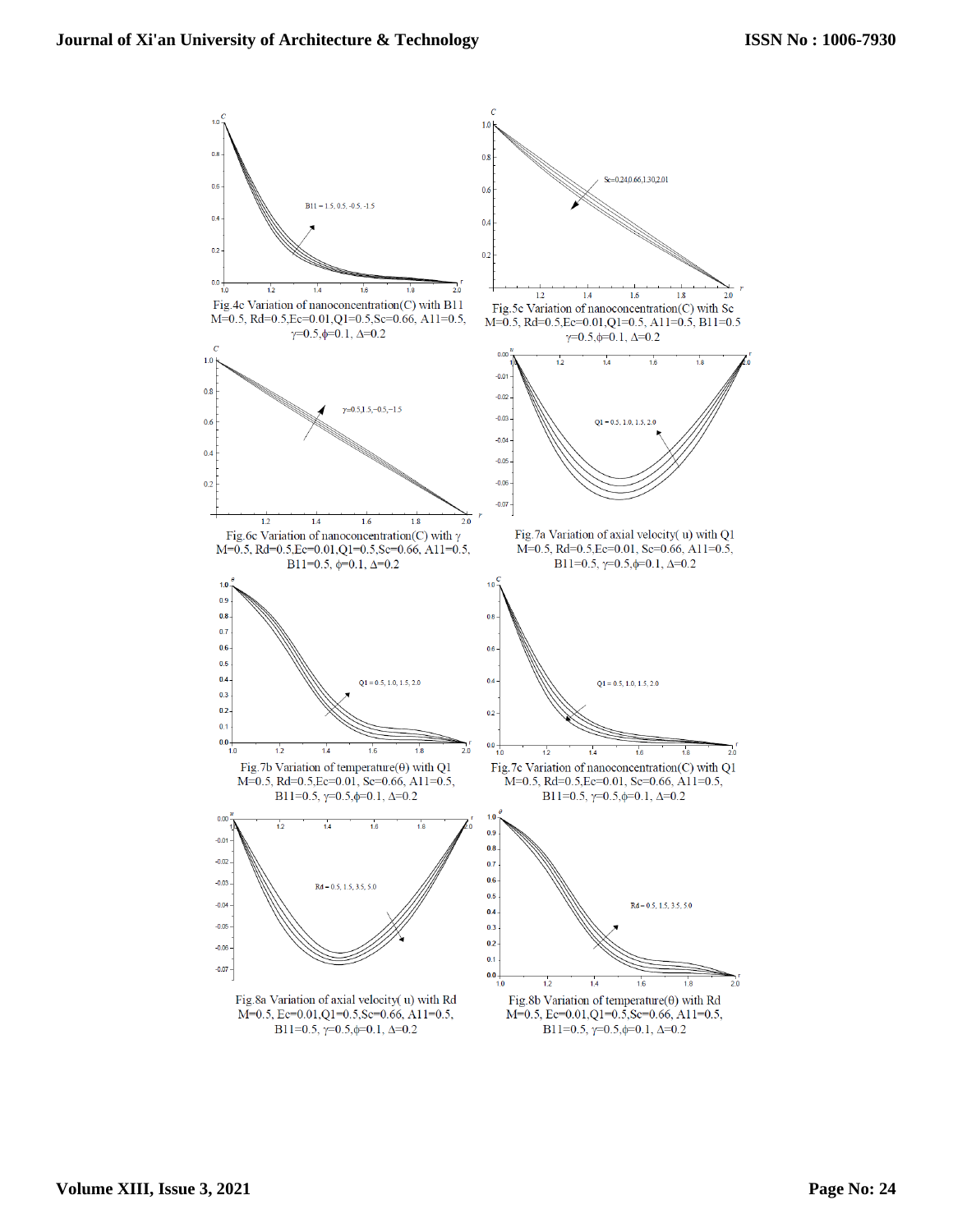C

1.0

0.8

0.6

0.4

0.2

0.0

1.0 1.2 1.4 1.6 1.8 2.0

r

B11 = 1.5, 0.5, -0.5, -1.5

Fig.4c Variation of nanoconcentration(C) with B11
M=0.5, Rd=0.5,Ec=0.01,Q1=0.5,Sc=0.66, A11=0.5,
$\gamma$=0.5,$\phi$=0.1, $\Delta$=0.2

C

1.0

0.8

0.6

0.4

0.2

1.2 1.4 1.6 1.8 2.0

r

Sc=0.24,0.66,1.30,2.01

Fig.5c Variation of nanoconcentration(C) with Sc
M=0.5, Rd=0.5,Ec=0.01,Q1=0.5, A11=0.5, B11=0.5
$\gamma$=0.5,$\phi$=0.1, $\Delta$=0.2

C

1.0

0.8

0.6

0.4

0.2

1.2 1.4 1.6 1.8 2.0

r

$\gamma$=0.5,1.5,−0.5,−1.5

Fig.6c Variation of nanoconcentration(C) with $\gamma$
M=0.5, Rd=0.5,Ec=0.01,Q1=0.5,Sc=0.66, A11=0.5,
B11=0.5, $\phi$=0.1, $\Delta$=0.2

u

0.00

-0.01

-0.02

-0.03

-0.04

-0.05

-0.06

-0.07

1 1.2 1.4 1.6 1.8 2.0

r

Q1 = 0.5, 1.0, 1.5, 2.0

Fig.7a Variation of axial velocity( u) with Q1
M=0.5, Rd=0.5,Ec=0.01, Sc=0.66, A11=0.5,
B11=0.5, $\gamma$=0.5,$\phi$=0.1, $\Delta$=0.2

$\theta$

1.0

0.9

0.8

0.7

0.6

0.5

0.4

0.3

0.2

0.1

0.0

1.0 1.2 1.4 1.6 1.8 2.0

r

Q1 = 0.5, 1.0, 1.5, 2.0

Fig.7b Variation of temperature($\theta$) with Q1
M=0.5, Rd=0.5,Ec=0.01, Sc=0.66, A11=0.5,
B11=0.5, $\gamma$=0.5,$\phi$=0.1, $\Delta$=0.2

C

1.0

0.8

0.6

0.4

0.2

0.0

1.0 1.2 1.4 1.6 1.8 2.0

r

Q1 = 0.5, 1.0, 1.5, 2.0

Fig.7c Variation of nanoconcentration(C) with Q1
M=0.5, Rd=0.5,Ec=0.01, Sc=0.66, A11=0.5,
B11=0.5, $\gamma$=0.5,$\phi$=0.1, $\Delta$=0.2

u

0.00

-0.01

-0.02

-0.03

-0.04

-0.05

-0.06

-0.07

1 1.2 1.4 1.6 1.8 2.0

r

Rd = 0.5, 1.5, 3.5, 5.0

Fig.8a Variation of axial velocity( u) with Rd
M=0.5, Ec=0.01,Q1=0.5,Sc=0.66, A11=0.5,
B11=0.5, $\gamma$=0.5,$\phi$=0.1, $\Delta$=0.2

$\theta$

1.0

0.9

0.8

0.7

0.6

0.5

0.4

0.3

0.2

0.1

0.0

1.0 1.2 1.4 1.6 1.8 2.0

r

Rd = 0.5, 1.5, 3.5, 5.0

Fig.8b Variation of temperature($\theta$) with Rd
M=0.5, Ec=0.01,Q1=0.5,Sc=0.66, A11=0.5,
B11=0.5, $\gamma$=0.5,$\phi$=0.1, $\Delta$=0.2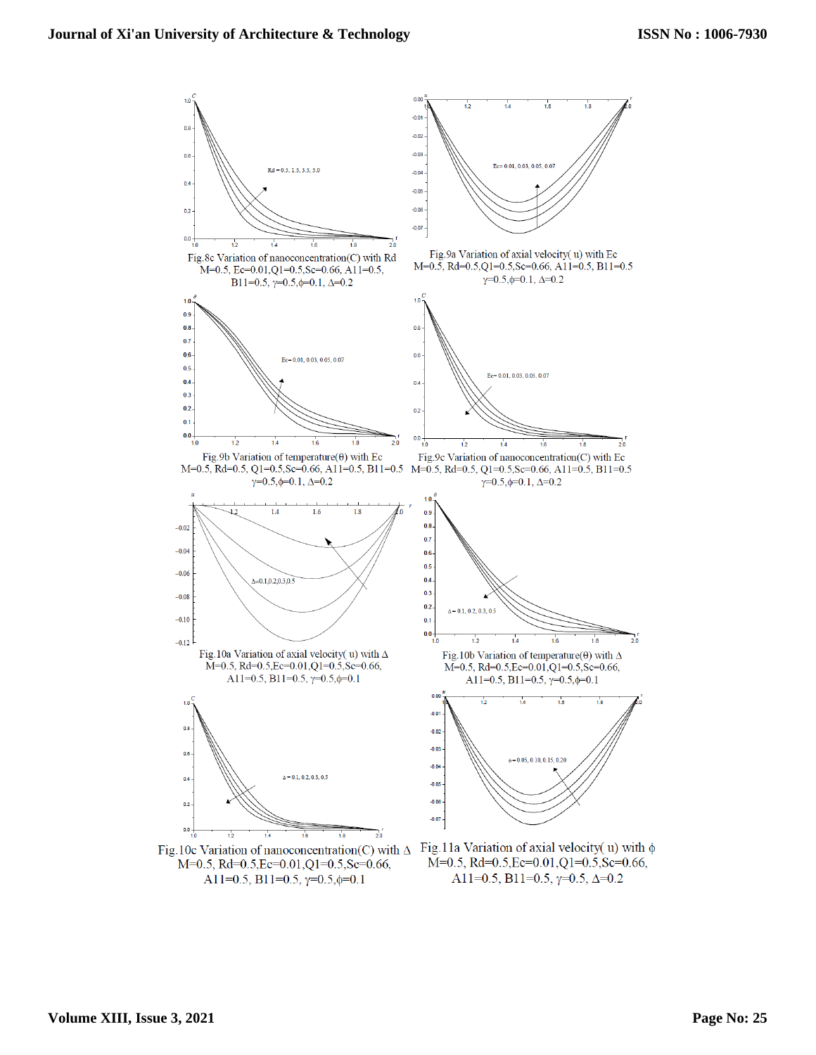C

Rd = 0.5, 1.5, 3.5, 5.0

Fig.8c Variation of nanoconcentration(C) with Rd
M=0.5, Ec=0.01,Q1=0.5,Sc=0.66, A11=0.5,
B11=0.5, $\gamma$=0.5,$\phi$=0.1, $\Delta$=0.2

u

Ec= 0.01, 0.03, 0.05, 0.07

Fig.9a Variation of axial velocity( u) with Ec
M=0.5, Rd=0.5,Q1=0.5,Sc=0.66, A11=0.5, B11=0.5
$\gamma$=0.5,$\phi$=0.1, $\Delta$=0.2

θ

Ec= 0.01, 0.03, 0.05, 0.07

Fig.9b Variation of temperature($\theta$) with Ec
M=0.5, Rd=0.5, Q1=0.5,Sc=0.66, A11=0.5, B11=0.5
$\gamma$=0.5,$\phi$=0.1, $\Delta$=0.2

C

Ec= 0.01, 0.03, 0.05, 0.07

Fig.9c Variation of nanoconcentration(C) with Ec
M=0.5, Rd=0.5, Q1=0.5,Sc=0.66, A11=0.5, B11=0.5
$\gamma$=0.5,$\phi$=0.1, $\Delta$=0.2

u

Δ=0.1,0.2,0.3,0.5

Fig.10a Variation of axial velocity( u) with $\Delta$
M=0.5, Rd=0.5,Ec=0.01,Q1=0.5,Sc=0.66,
A11=0.5, B11=0.5, $\gamma$=0.5,$\phi$=0.1

θ

Δ = 0.1, 0.2, 0.3, 0.5

Fig.10b Variation of temperature($\theta$) with $\Delta$
M=0.5, Rd=0.5,Ec=0.01,Q1=0.5,Sc=0.66,
A11=0.5, B11=0.5, $\gamma$=0.5,$\phi$=0.1

C

Δ = 0.1, 0.2, 0.3, 0.5

Fig.10c Variation of nanoconcentration(C) with $\Delta$
M=0.5, Rd=0.5,Ec=0.01,Q1=0.5,Sc=0.66,
A11=0.5, B11=0.5, $\gamma$=0.5,$\phi$=0.1

u

φ = 0.05, 0.10, 0.15, 0.20

Fig.11a Variation of axial velocity( u) with $\phi$
M=0.5, Rd=0.5,Ec=0.01,Q1=0.5,Sc=0.66,
A11=0.5, B11=0.5, $\gamma$=0.5, $\Delta$=0.2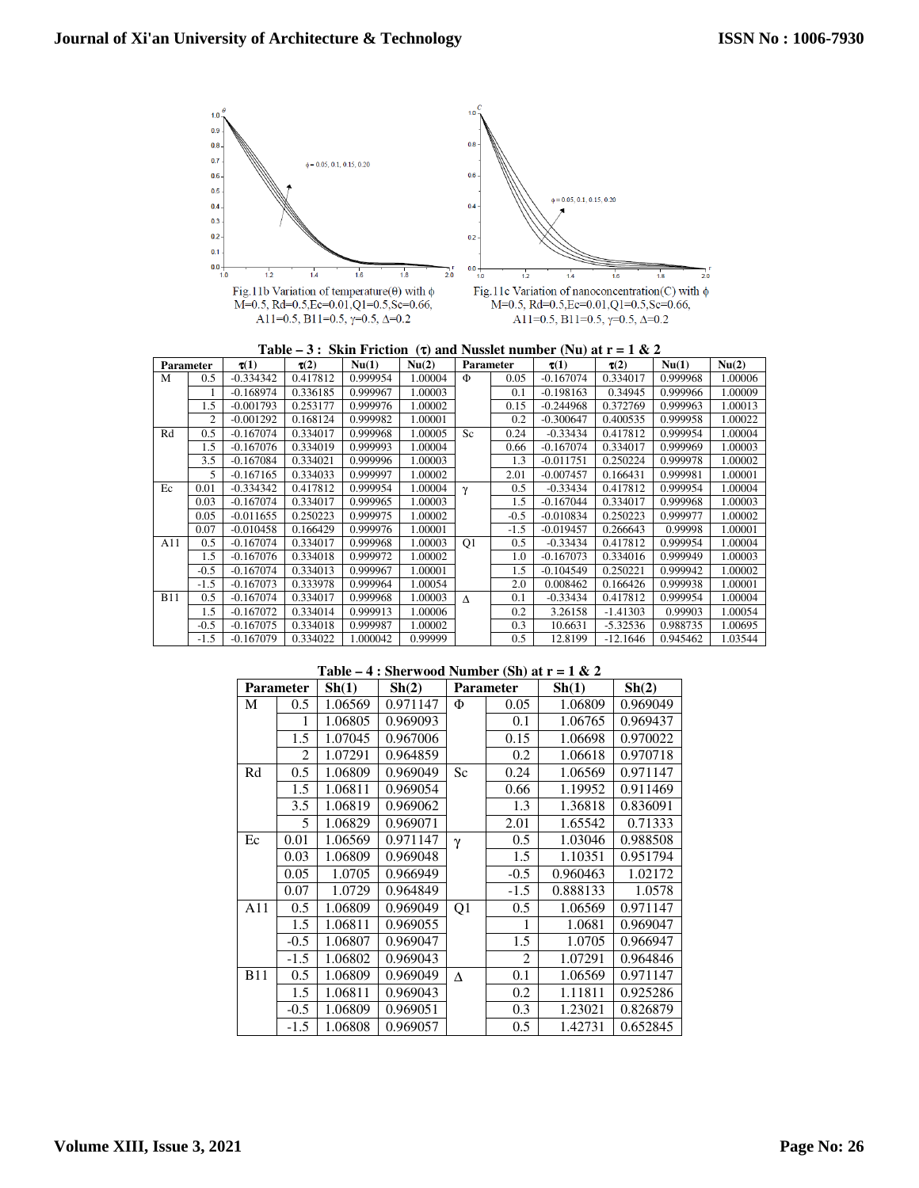θ

1.0

0.9

0.8

0.7

0.6

0.5

0.4

0.3

0.2

0.1

0.0

1.0 1.2 1.4 1.6 1.8 2.0

r

ϕ = 0.05, 0.1, 0.15, 0.20

Fig.11b Variation of temperature(θ) with ϕ
M=0.5, Rd=0.5,Ec=0.01,Q1=0.5,Sc=0.66,
A11=0.5, B11=0.5, γ=0.5, Δ=0.2

C

1.0

0.8

0.6

0.4

0.2

0.0

1.0 1.2 1.4 1.6 1.8 2.0

r

ϕ = 0.05, 0.1, 0.15, 0.20

Fig.11c Variation of nanoconcentration(C) with ϕ
M=0.5, Rd=0.5,Ec=0.01,Q1=0.5,Sc=0.66,
A11=0.5, B11=0.5, γ=0.5, Δ=0.2

**Table – 3 : Skin Friction (τ) and Nusslet number (Nu) at r = 1 & 2**

| Parameter | | τ(1) | τ(2) | Nu(1) | Nu(2) | Parameter | | τ(1) | τ(2) | Nu(1) | Nu(2) |
|---|---|---|---|---|---|---|---|---|---|---|---|
| M | 0.5 | -0.334342 | 0.417812 | 0.999954 | 1.00004 | Φ | 0.05 | -0.167074 | 0.334017 | 0.999968 | 1.00006 |
| | 1 | -0.168974 | 0.336185 | 0.999967 | 1.00003 | | 0.1 | -0.198163 | 0.34945 | 0.999966 | 1.00009 |
| | 1.5 | -0.001793 | 0.253177 | 0.999976 | 1.00002 | | 0.15 | -0.244968 | 0.372769 | 0.999963 | 1.00013 |
| | 2 | -0.001292 | 0.168124 | 0.999982 | 1.00001 | | 0.2 | -0.300647 | 0.400535 | 0.999958 | 1.00022 |
| Rd | 0.5 | -0.167074 | 0.334017 | 0.999968 | 1.00005 | Sc | 0.24 | -0.33434 | 0.417812 | 0.999954 | 1.00004 |
| | 1.5 | -0.167076 | 0.334019 | 0.999993 | 1.00004 | | 0.66 | -0.167074 | 0.334017 | 0.999969 | 1.00003 |
| | 3.5 | -0.167084 | 0.334021 | 0.999996 | 1.00003 | | 1.3 | -0.011751 | 0.250224 | 0.999978 | 1.00002 |
| | 5 | -0.167165 | 0.334033 | 0.999997 | 1.00002 | | 2.01 | -0.007457 | 0.166431 | 0.999981 | 1.00001 |
| Ec | 0.01 | -0.334342 | 0.417812 | 0.999954 | 1.00004 | γ | 0.5 | -0.33434 | 0.417812 | 0.999954 | 1.00004 |
| | 0.03 | -0.167074 | 0.334017 | 0.999965 | 1.00003 | | 1.5 | -0.167044 | 0.334017 | 0.999968 | 1.00003 |
| | 0.05 | -0.011655 | 0.250223 | 0.999975 | 1.00002 | | -0.5 | -0.010834 | 0.250223 | 0.999977 | 1.00002 |
| | 0.07 | -0.010458 | 0.166429 | 0.999976 | 1.00001 | | -1.5 | -0.019457 | 0.266643 | 0.99998 | 1.00001 |
| A11 | 0.5 | -0.167074 | 0.334017 | 0.999968 | 1.00003 | Q1 | 0.5 | -0.33434 | 0.417812 | 0.999954 | 1.00004 |
| | 1.5 | -0.167076 | 0.334018 | 0.999972 | 1.00002 | | 1.0 | -0.167073 | 0.334016 | 0.999949 | 1.00003 |
| | -0.5 | -0.167074 | 0.334013 | 0.999967 | 1.00001 | | 1.5 | -0.104549 | 0.250221 | 0.999942 | 1.00002 |
| | -1.5 | -0.167073 | 0.333978 | 0.999964 | 1.00054 | | 2.0 | 0.008462 | 0.166426 | 0.999938 | 1.00001 |
| B11 | 0.5 | -0.167074 | 0.334017 | 0.999968 | 1.00003 | Δ | 0.1 | -0.33434 | 0.417812 | 0.999954 | 1.00004 |
| | 1.5 | -0.167072 | 0.334014 | 0.999913 | 1.00006 | | 0.2 | 3.26158 | -1.41303 | 0.99903 | 1.00054 |
| | -0.5 | -0.167075 | 0.334018 | 0.999987 | 1.00002 | | 0.3 | 10.6631 | -5.32536 | 0.988735 | 1.00695 |
| | -1.5 | -0.167079 | 0.334022 | 1.000042 | 0.99999 | | 0.5 | 12.8199 | -12.1646 | 0.945462 | 1.03544 |

**Table – 4 : Sherwood Number (Sh) at r = 1 & 2**

| Parameter | | Sh(1) | Sh(2) | Parameter | | Sh(1) | Sh(2) |
|---|---|---|---|---|---|---|---|
| M | 0.5 | 1.06569 | 0.971147 | Φ | 0.05 | 1.06809 | 0.969049 |
| | 1 | 1.06805 | 0.969093 | | 0.1 | 1.06765 | 0.969437 |
| | 1.5 | 1.07045 | 0.967006 | | 0.15 | 1.06698 | 0.970022 |
| | 2 | 1.07291 | 0.964859 | | 0.2 | 1.06618 | 0.970718 |
| Rd | 0.5 | 1.06809 | 0.969049 | Sc | 0.24 | 1.06569 | 0.971147 |
| | 1.5 | 1.06811 | 0.969054 | | 0.66 | 1.19952 | 0.911469 |
| | 3.5 | 1.06819 | 0.969062 | | 1.3 | 1.36818 | 0.836091 |
| | 5 | 1.06829 | 0.969071 | | 2.01 | 1.65542 | 0.71333 |
| Ec | 0.01 | 1.06569 | 0.971147 | γ | 0.5 | 1.03046 | 0.988508 |
| | 0.03 | 1.06809 | 0.969048 | | 1.5 | 1.10351 | 0.951794 |
| | 0.05 | 1.0705 | 0.966949 | | -0.5 | 0.960463 | 1.02172 |
| | 0.07 | 1.0729 | 0.964849 | | -1.5 | 0.888133 | 1.0578 |
| A11 | 0.5 | 1.06809 | 0.969049 | Q1 | 0.5 | 1.06569 | 0.971147 |
| | 1.5 | 1.06811 | 0.969055 | | 1 | 1.0681 | 0.969047 |
| | -0.5 | 1.06807 | 0.969047 | | 1.5 | 1.0705 | 0.966947 |
| | -1.5 | 1.06802 | 0.969043 | | 2 | 1.07291 | 0.964846 |
| B11 | 0.5 | 1.06809 | 0.969049 | Δ | 0.1 | 1.06569 | 0.971147 |
| | 1.5 | 1.06811 | 0.969043 | | 0.2 | 1.11811 | 0.925286 |
| | -0.5 | 1.06809 | 0.969051 | | 0.3 | 1.23021 | 0.826879 |
| | -1.5 | 1.06808 | 0.969057 | | 0.5 | 1.42731 | 0.652845 |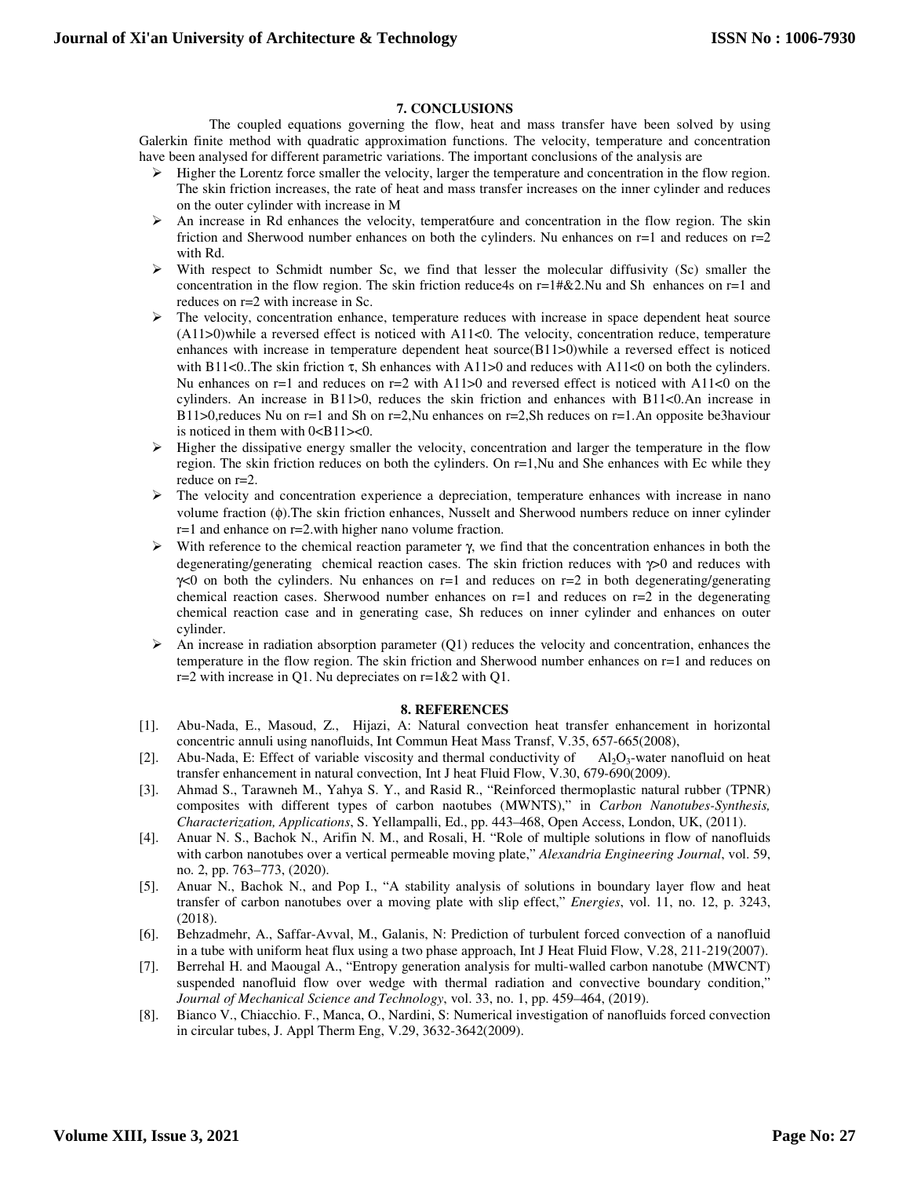## 7. CONCLUSIONS

The coupled equations governing the flow, heat and mass transfer have been solved by using Galerkin finite method with quadratic approximation functions. The velocity, temperature and concentration have been analysed for different parametric variations. The important conclusions of the analysis are

- Higher the Lorentz force smaller the velocity, larger the temperature and concentration in the flow region. The skin friction increases, the rate of heat and mass transfer increases on the inner cylinder and reduces on the outer cylinder with increase in M
- An increase in Rd enhances the velocity, temperat6ure and concentration in the flow region. The skin friction and Sherwood number enhances on both the cylinders. Nu enhances on r=1 and reduces on r=2 with Rd.
- With respect to Schmidt number Sc, we find that lesser the molecular diffusivity (Sc) smaller the concentration in the flow region. The skin friction reduce4s on r=1#&2.Nu and Sh enhances on r=1 and reduces on r=2 with increase in Sc.
- The velocity, concentration enhance, temperature reduces with increase in space dependent heat source (A11>0)while a reversed effect is noticed with A11<0. The velocity, concentration reduce, temperature enhances with increase in temperature dependent heat source(B11>0)while a reversed effect is noticed with B11<0..The skin friction $\tau$, Sh enhances with A11>0 and reduces with A11<0 on both the cylinders. Nu enhances on r=1 and reduces on r=2 with A11>0 and reversed effect is noticed with A11<0 on the cylinders. An increase in B11>0, reduces the skin friction and enhances with B11<0.An increase in B11>0,reduces Nu on r=1 and Sh on r=2,Nu enhances on r=2,Sh reduces on r=1.An opposite be3haviour is noticed in them with 0<B11><0.
- Higher the dissipative energy smaller the velocity, concentration and larger the temperature in the flow region. The skin friction reduces on both the cylinders. On r=1,Nu and She enhances with Ec while they reduce on r=2.
- The velocity and concentration experience a depreciation, temperature enhances with increase in nano volume fraction ($\phi$).The skin friction enhances, Nusselt and Sherwood numbers reduce on inner cylinder r=1 and enhance on r=2.with higher nano volume fraction.
- With reference to the chemical reaction parameter $\gamma$, we find that the concentration enhances in both the degenerating/generating chemical reaction cases. The skin friction reduces with $\gamma$>0 and reduces with $\gamma$<0 on both the cylinders. Nu enhances on r=1 and reduces on r=2 in both degenerating/generating chemical reaction cases. Sherwood number enhances on r=1 and reduces on r=2 in the degenerating chemical reaction case and in generating case, Sh reduces on inner cylinder and enhances on outer cylinder.
- An increase in radiation absorption parameter (Q1) reduces the velocity and concentration, enhances the temperature in the flow region. The skin friction and Sherwood number enhances on r=1 and reduces on r=2 with increase in Q1. Nu depreciates on r=1&2 with Q1.

## 8. REFERENCES

[1]. Abu-Nada, E., Masoud, Z., Hijazi, A: Natural convection heat transfer enhancement in horizontal concentric annuli using nanofluids, Int Commun Heat Mass Transf, V.35, 657-665(2008),

[2]. Abu-Nada, E: Effect of variable viscosity and thermal conductivity of $Al_2O_3$-water nanofluid on heat transfer enhancement in natural convection, Int J heat Fluid Flow, V.30, 679-690(2009).

[3]. Ahmad S., Tarawneh M., Yahya S. Y., and Rasid R., "Reinforced thermoplastic natural rubber (TPNR) composites with different types of carbon naotubes (MWNTS)," in *Carbon Nanotubes-Synthesis, Characterization, Applications*, S. Yellampalli, Ed., pp. 443–468, Open Access, London, UK, (2011).

[4]. Anuar N. S., Bachok N., Arifin N. M., and Rosali, H. "Role of multiple solutions in flow of nanofluids with carbon nanotubes over a vertical permeable moving plate," *Alexandria Engineering Journal*, vol. 59, no. 2, pp. 763–773, (2020).

[5]. Anuar N., Bachok N., and Pop I., "A stability analysis of solutions in boundary layer flow and heat transfer of carbon nanotubes over a moving plate with slip effect," *Energies*, vol. 11, no. 12, p. 3243, (2018).

[6]. Behzadmehr, A., Saffar-Avval, M., Galanis, N: Prediction of turbulent forced convection of a nanofluid in a tube with uniform heat flux using a two phase approach, Int J Heat Fluid Flow, V.28, 211-219(2007).

[7]. Berrehal H. and Maougal A., "Entropy generation analysis for multi-walled carbon nanotube (MWCNT) suspended nanofluid flow over wedge with thermal radiation and convective boundary condition," *Journal of Mechanical Science and Technology*, vol. 33, no. 1, pp. 459–464, (2019).

[8]. Bianco V., Chiacchio. F., Manca, O., Nardini, S: Numerical investigation of nanofluids forced convection in circular tubes, J. Appl Therm Eng, V.29, 3632-3642(2009).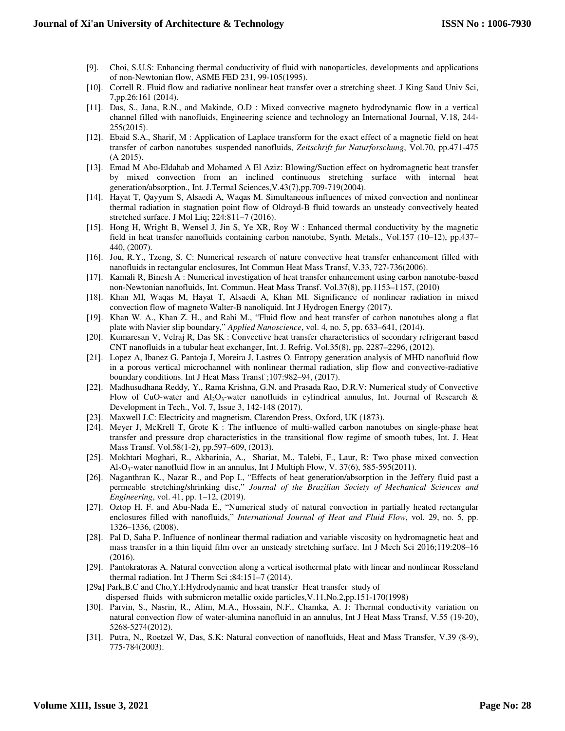[9]. Choi, S.U.S: Enhancing thermal conductivity of fluid with nanoparticles, developments and applications of non-Newtonian flow, ASME FED 231, 99-105(1995).

[10]. Cortell R. Fluid flow and radiative nonlinear heat transfer over a stretching sheet. J King Saud Univ Sci, 7,pp.26:161 (2014).

[11]. Das, S., Jana, R.N., and Makinde, O.D : Mixed convective magneto hydrodynamic flow in a vertical channel filled with nanofluids, Engineering science and technology an International Journal, V.18, 244-255(2015).

[12]. Ebaid S.A., Sharif, M : Application of Laplace transform for the exact effect of a magnetic field on heat transfer of carbon nanotubes suspended nanofluids, *Zeitschrift fur Naturforschung*, Vol.70, pp.471-475 (A 2015).

[13]. Emad M Abo-Eldahab and Mohamed A El Aziz: Blowing/Suction effect on hydromagnetic heat transfer by mixed convection from an inclined continuous stretching surface with internal heat generation/absorption., Int. J.Termal Sciences,V.43(7),pp.709-719(2004).

[14]. Hayat T, Qayyum S, Alsaedi A, Waqas M. Simultaneous influences of mixed convection and nonlinear thermal radiation in stagnation point flow of Oldroyd-B fluid towards an unsteady convectively heated stretched surface. J Mol Liq; 224:811–7 (2016).

[15]. Hong H, Wright B, Wensel J, Jin S, Ye XR, Roy W : Enhanced thermal conductivity by the magnetic field in heat transfer nanofluids containing carbon nanotube, Synth. Metals., Vol.157 (10–12), pp.437–440, (2007).

[16]. Jou, R.Y., Tzeng, S. C: Numerical research of nature convective heat transfer enhancement filled with nanofluids in rectangular enclosures, Int Commun Heat Mass Transf, V.33, 727-736(2006).

[17]. Kamali R, Binesh A : Numerical investigation of heat transfer enhancement using carbon nanotube-based non-Newtonian nanofluids, Int. Commun. Heat Mass Transf. Vol.37(8), pp.1153–1157, (2010)

[18]. Khan MI, Waqas M, Hayat T, Alsaedi A, Khan MI. Significance of nonlinear radiation in mixed convection flow of magneto Walter-B nanoliquid. Int J Hydrogen Energy (2017).

[19]. Khan W. A., Khan Z. H., and Rahi M., "Fluid flow and heat transfer of carbon nanotubes along a flat plate with Navier slip boundary," *Applied Nanoscience*, vol. 4, no. 5, pp. 633–641, (2014).

[20]. Kumaresan V, Velraj R, Das SK : Convective heat transfer characteristics of secondary refrigerant based CNT nanofluids in a tubular heat exchanger, Int. J. Refrig. Vol.35(8), pp. 2287–2296, (2012).

[21]. Lopez A, Ibanez G, Pantoja J, Moreira J, Lastres O. Entropy generation analysis of MHD nanofluid flow in a porous vertical microchannel with nonlinear thermal radiation, slip flow and convective-radiative boundary conditions. Int J Heat Mass Transf ;107:982–94, (2017).

[22]. Madhusudhana Reddy, Y., Rama Krishna, G.N. and Prasada Rao, D.R.V: Numerical study of Convective Flow of CuO-water and $Al_2O_3$-water nanofluids in cylindrical annulus, Int. Journal of Research & Development in Tech., Vol. 7, Issue 3, 142-148 (2017).

[23]. Maxwell J.C: Electricity and magnetism, Clarendon Press, Oxford, UK (1873).

[24]. Meyer J, McKrell T, Grote K : The influence of multi-walled carbon nanotubes on single-phase heat transfer and pressure drop characteristics in the transitional flow regime of smooth tubes, Int. J. Heat Mass Transf. Vol.58(1-2), pp.597–609, (2013).

[25]. Mokhtari Moghari, R., Akbarinia, A., Shariat, M., Talebi, F., Laur, R: Two phase mixed convection $Al_2O_3$-water nanofluid flow in an annulus, Int J Multiph Flow, V. 37(6), 585-595(2011).

[26]. Naganthran K., Nazar R., and Pop I., "Effects of heat generation/absorption in the Jeffery fluid past a permeable stretching/shrinking disc," *Journal of the Brazilian Society of Mechanical Sciences and Engineering*, vol. 41, pp. 1–12, (2019).

[27]. Oztop H. F. and Abu-Nada E., "Numerical study of natural convection in partially heated rectangular enclosures filled with nanofluids," *International Journal of Heat and Fluid Flow*, vol. 29, no. 5, pp. 1326–1336, (2008).

[28]. Pal D, Saha P. Influence of nonlinear thermal radiation and variable viscosity on hydromagnetic heat and mass transfer in a thin liquid film over an unsteady stretching surface. Int J Mech Sci 2016;119:208–16 (2016).

[29]. Pantokratoras A. Natural convection along a vertical isothermal plate with linear and nonlinear Rosseland thermal radiation. Int J Therm Sci ;84:151–7 (2014).

[29a] Park,B.C and Cho,Y.I:Hydrodynamic and heat transfer Heat transfer study of dispersed fluids with submicron metallic oxide particles,V.11,No.2,pp.151-170(1998)

[30]. Parvin, S., Nasrin, R., Alim, M.A., Hossain, N.F., Chamka, A. J: Thermal conductivity variation on natural convection flow of water-alumina nanofluid in an annulus, Int J Heat Mass Transf, V.55 (19-20), 5268-5274(2012).

[31]. Putra, N., Roetzel W, Das, S.K: Natural convection of nanofluids, Heat and Mass Transfer, V.39 (8-9), 775-784(2003).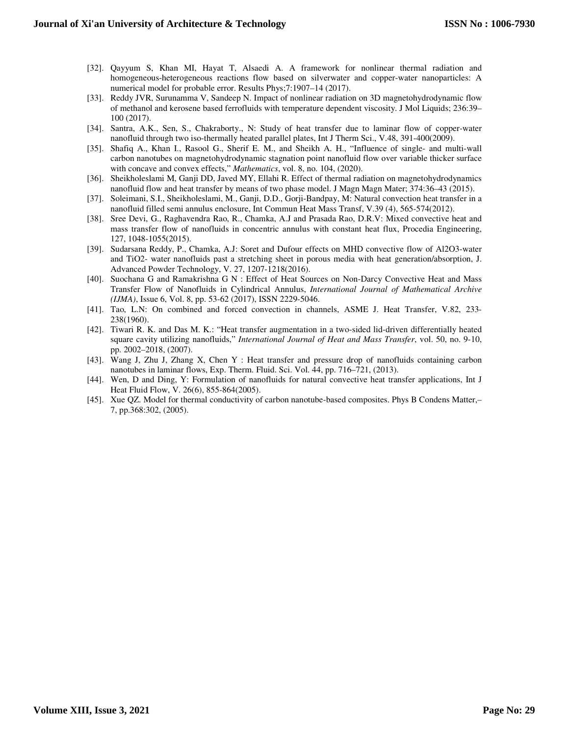[32]. Qayyum S, Khan MI, Hayat T, Alsaedi A. A framework for nonlinear thermal radiation and homogeneous-heterogeneous reactions flow based on silverwater and copper-water nanoparticles: A numerical model for probable error. Results Phys;7:1907–14 (2017).

[33]. Reddy JVR, Surunamma V, Sandeep N. Impact of nonlinear radiation on 3D magnetohydrodynamic flow of methanol and kerosene based ferrofluids with temperature dependent viscosity. J Mol Liquids; 236:39–100 (2017).

[34]. Santra, A.K., Sen, S., Chakraborty., N: Study of heat transfer due to laminar flow of copper-water nanofluid through two iso-thermally heated parallel plates, Int J Therm Sci., V.48, 391-400(2009).

[35]. Shafiq A., Khan I., Rasool G., Sherif E. M., and Sheikh A. H., "Influence of single- and multi-wall carbon nanotubes on magnetohydrodynamic stagnation point nanofluid flow over variable thicker surface with concave and convex effects," *Mathematics*, vol. 8, no. 104, (2020).

[36]. Sheikholeslami M, Ganji DD, Javed MY, Ellahi R. Effect of thermal radiation on magnetohydrodynamics nanofluid flow and heat transfer by means of two phase model. J Magn Magn Mater; 374:36–43 (2015).

[37]. Soleimani, S.I., Sheikholeslami, M., Ganji, D.D., Gorji-Bandpay, M: Natural convection heat transfer in a nanofluid filled semi annulus enclosure, Int Commun Heat Mass Transf, V.39 (4), 565-574(2012).

[38]. Sree Devi, G., Raghavendra Rao, R., Chamka, A.J and Prasada Rao, D.R.V: Mixed convective heat and mass transfer flow of nanofluids in concentric annulus with constant heat flux, Procedia Engineering, 127, 1048-1055(2015).

[39]. Sudarsana Reddy, P., Chamka, A.J: Soret and Dufour effects on MHD convective flow of Al2O3-water and TiO2- water nanofluids past a stretching sheet in porous media with heat generation/absorption, J. Advanced Powder Technology, V. 27, 1207-1218(2016).

[40]. Suochana G and Ramakrishna G N : Effect of Heat Sources on Non-Darcy Convective Heat and Mass Transfer Flow of Nanofluids in Cylindrical Annulus, *International Journal of Mathematical Archive (IJMA)*, Issue 6, Vol. 8, pp. 53-62 (2017), ISSN 2229-5046.

[41]. Tao, L.N: On combined and forced convection in channels, ASME J. Heat Transfer, V.82, 233-238(1960).

[42]. Tiwari R. K. and Das M. K.: "Heat transfer augmentation in a two-sided lid-driven differentially heated square cavity utilizing nanofluids," *International Journal of Heat and Mass Transfer*, vol. 50, no. 9-10, pp. 2002–2018, (2007).

[43]. Wang J, Zhu J, Zhang X, Chen Y : Heat transfer and pressure drop of nanofluids containing carbon nanotubes in laminar flows, Exp. Therm. Fluid. Sci. Vol. 44, pp. 716–721, (2013).

[44]. Wen, D and Ding, Y: Formulation of nanofluids for natural convective heat transfer applications, Int J Heat Fluid Flow, V. 26(6), 855-864(2005).

[45]. Xue QZ. Model for thermal conductivity of carbon nanotube-based composites. Phys B Condens Matter,–7, pp.368:302, (2005).